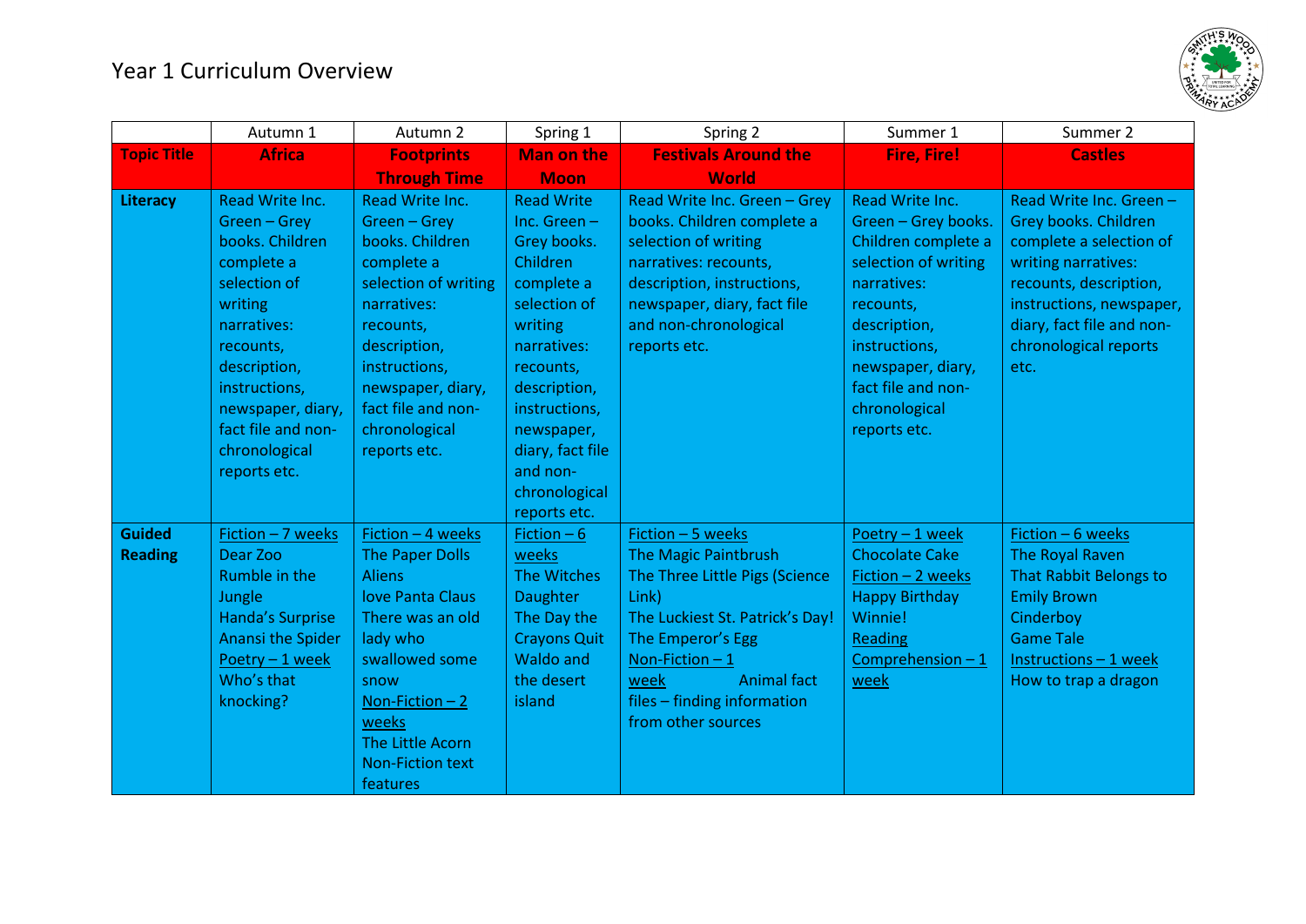# Year 1 Curriculum Overview

| | Autumn 1 | Autumn 2 | Spring 1 | Spring 2 | Summer 1 | Summer 2 |
|---|---|---|---|---|---|---|
| **Topic Title** | **Africa** | **Footprints Through Time** | **Man on the Moon** | **Festivals Around the World** | **Fire, Fire!** | **Castles** |
| **Literacy** | Read Write Inc. Green – Grey books. Children complete a selection of writing narratives: recounts, description, instructions, newspaper, diary, fact file and non-chronological reports etc. | Read Write Inc. Green – Grey books. Children complete a selection of writing narratives: recounts, description, instructions, newspaper, diary, fact file and non-chronological reports etc. | Read Write Inc. Green – Grey books. Children complete a selection of writing narratives: recounts, description, instructions, newspaper, diary, fact file and non-chronological reports etc. | Read Write Inc. Green – Grey books. Children complete a selection of writing narratives: recounts, description, instructions, newspaper, diary, fact file and non-chronological reports etc. | Read Write Inc. Green – Grey books. Children complete a selection of writing narratives: recounts, description, instructions, newspaper, diary, fact file and non-chronological reports etc. | Read Write Inc. Green – Grey books. Children complete a selection of writing narratives: recounts, description, instructions, newspaper, diary, fact file and non-chronological reports etc. |
| **Guided Reading** | <u>Fiction – 7 weeks</u><br>Dear Zoo<br>Rumble in the Jungle<br>Handa's Surprise<br>Anansi the Spider<br><u>Poetry – 1 week</u><br>Who's that knocking? | <u>Fiction – 4 weeks</u><br>The Paper Dolls<br>Aliens love Panta Claus<br>There was an old lady who swallowed some snow<br><u>Non-Fiction – 2 weeks</u><br>The Little Acorn<br>Non-Fiction text features | <u>Fiction – 6 weeks</u><br>The Witches Daughter<br>The Day the Crayons Quit<br>Waldo and the desert island | <u>Fiction – 5 weeks</u><br>The Magic Paintbrush<br>The Three Little Pigs (Science Link)<br>The Luckiest St. Patrick's Day!<br>The Emperor's Egg<br><u>Non-Fiction – 1 week</u> Animal fact files – finding information from other sources | <u>Poetry – 1 week</u><br>Chocolate Cake<br><u>Fiction – 2 weeks</u><br>Happy Birthday Winnie!<br><u>Reading Comprehension – 1 week</u> | <u>Fiction – 6 weeks</u><br>The Royal Raven<br>That Rabbit Belongs to Emily Brown<br>Cinderboy<br>Game Tale<br><u>Instructions – 1 week</u><br>How to trap a dragon |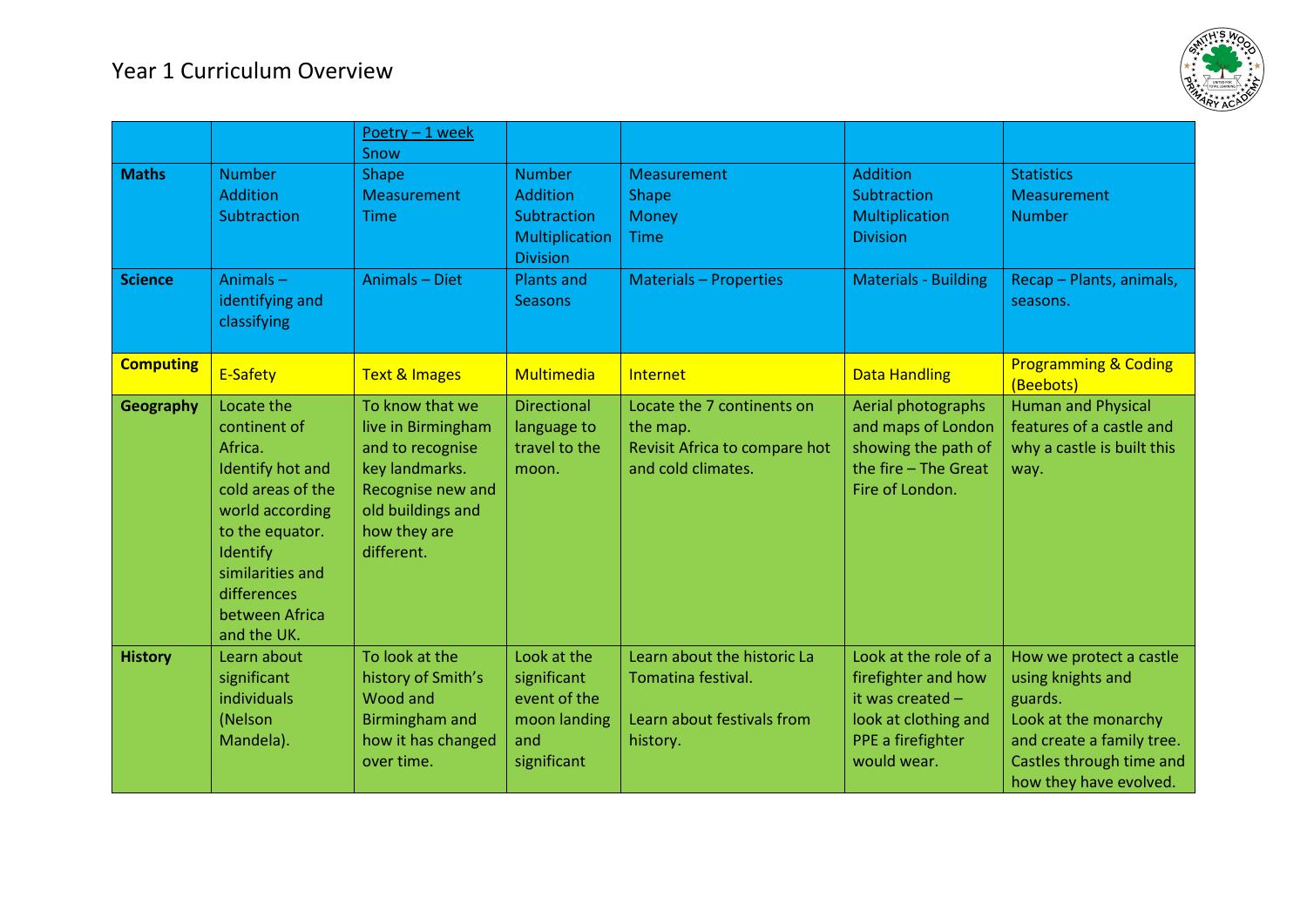# Year 1 Curriculum Overview

| | | | | | | |
|---|---|---|---|---|---|---|
| | | Poetry – 1 week<br>Snow | | | | |
| **Maths** | Number<br>Addition<br>Subtraction | Shape<br>Measurement<br>Time | Number<br>Addition<br>Subtraction<br>Multiplication<br>Division | Measurement<br>Shape<br>Money<br>Time | Addition<br>Subtraction<br>Multiplication<br>Division | Statistics<br>Measurement<br>Number |
| **Science** | Animals – identifying and classifying | Animals – Diet | Plants and Seasons | Materials – Properties | Materials - Building | Recap – Plants, animals, seasons. |
| **Computing** | E-Safety | Text & Images | Multimedia | Internet | Data Handling | Programming & Coding (Beebots) |
| **Geography** | Locate the continent of Africa.<br>Identify hot and cold areas of the world according to the equator.<br>Identify similarities and differences between Africa and the UK. | To know that we live in Birmingham and to recognise key landmarks.<br>Recognise new and old buildings and how they are different. | Directional language to travel to the moon. | Locate the 7 continents on the map.<br>Revisit Africa to compare hot and cold climates. | Aerial photographs and maps of London showing the path of the fire – The Great Fire of London. | Human and Physical features of a castle and why a castle is built this way. |
| **History** | Learn about significant individuals (Nelson Mandela). | To look at the history of Smith's Wood and Birmingham and how it has changed over time. | Look at the significant event of the moon landing and significant | Learn about the historic La Tomatina festival.<br><br>Learn about festivals from history. | Look at the role of a firefighter and how it was created – look at clothing and PPE a firefighter would wear. | How we protect a castle using knights and guards.<br>Look at the monarchy and create a family tree.<br>Castles through time and how they have evolved. |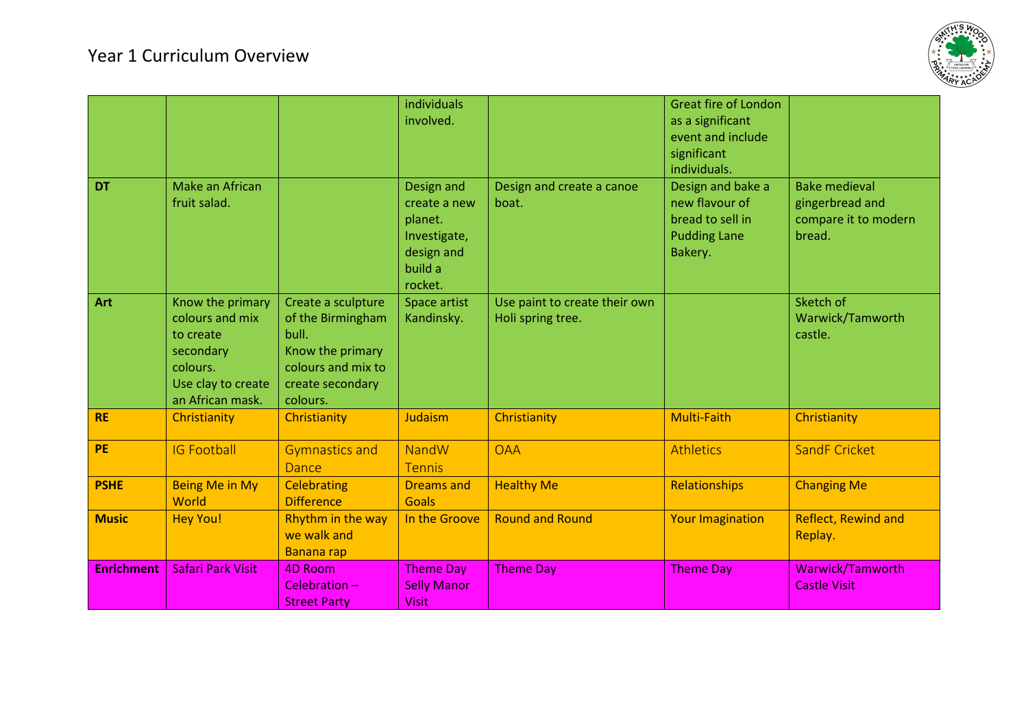# Year 1 Curriculum Overview

| | | | | | | |
|---|---|---|---|---|---|---|
| | | | individuals involved. | | Great fire of London as a significant event and include significant individuals. | |
| **DT** | Make an African fruit salad. | | Design and create a new planet. Investigate, design and build a rocket. | Design and create a canoe boat. | Design and bake a new flavour of bread to sell in Pudding Lane Bakery. | Bake medieval gingerbread and compare it to modern bread. |
| **Art** | Know the primary colours and mix to create secondary colours. Use clay to create an African mask. | Create a sculpture of the Birmingham bull. Know the primary colours and mix to create secondary colours. | Space artist Kandinsky. | Use paint to create their own Holi spring tree. | | Sketch of Warwick/Tamworth castle. |
| **RE** | Christianity | Christianity | Judaism | Christianity | Multi-Faith | Christianity |
| **PE** | IG Football | Gymnastics and Dance | NandW Tennis | OAA | Athletics | SandF Cricket |
| **PSHE** | Being Me in My World | Celebrating Difference | Dreams and Goals | Healthy Me | Relationships | Changing Me |
| **Music** | Hey You! | Rhythm in the way we walk and Banana rap | In the Groove | Round and Round | Your Imagination | Reflect, Rewind and Replay. |
| **Enrichment** | Safari Park Visit | 4D Room Celebration – Street Party | Theme Day Selly Manor Visit | Theme Day | Theme Day | Warwick/Tamworth Castle Visit |